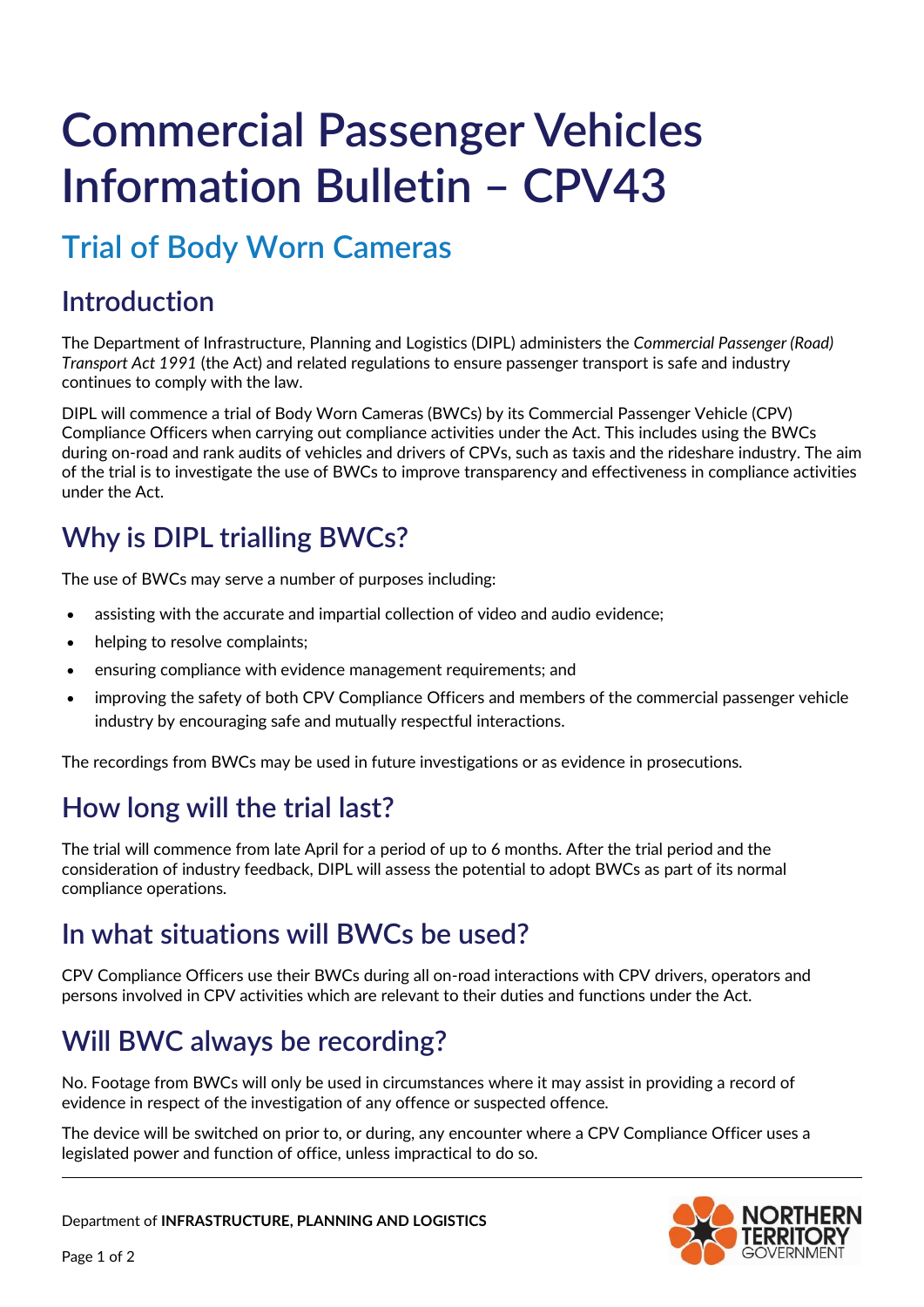# Commercial Passenger Vehicles Information Bulletin – CPV43

## Trial of Body Worn Cameras

### Introduction

The Department of Infrastructure, Planning and Logistics (DIPL) administers the *Commercial Passenger (Road) Transport Act 1991* (the Act) and related regulations to ensure passenger transport is safe and industry continues to comply with the law.

DIPL will commence a trial of Body Worn Cameras (BWCs) by its Commercial Passenger Vehicle (CPV) Compliance Officers when carrying out compliance activities under the Act. This includes using the BWCs during on-road and rank audits of vehicles and drivers of CPVs, such as taxis and the rideshare industry. The aim of the trial is to investigate the use of BWCs to improve transparency and effectiveness in compliance activities under the Act.

### Why is DIPL trialling BWCs?

The use of BWCs may serve a number of purposes including:

- assisting with the accurate and impartial collection of video and audio evidence;
- helping to resolve complaints;
- ensuring compliance with evidence management requirements; and
- improving the safety of both CPV Compliance Officers and members of the commercial passenger vehicle industry by encouraging safe and mutually respectful interactions.

The recordings from BWCs may be used in future investigations or as evidence in prosecutions.

### How long will the trial last?

The trial will commence from late April for a period of up to 6 months. After the trial period and the consideration of industry feedback, DIPL will assess the potential to adopt BWCs as part of its normal compliance operations.

### In what situations will BWCs be used?

CPV Compliance Officers use their BWCs during all on-road interactions with CPV drivers, operators and persons involved in CPV activities which are relevant to their duties and functions under the Act.

### Will BWC always be recording?

No. Footage from BWCs will only be used in circumstances where it may assist in providing a record of evidence in respect of the investigation of any offence or suspected offence.

The device will be switched on prior to, or during, any encounter where a CPV Compliance Officer uses a legislated power and function of office, unless impractical to do so.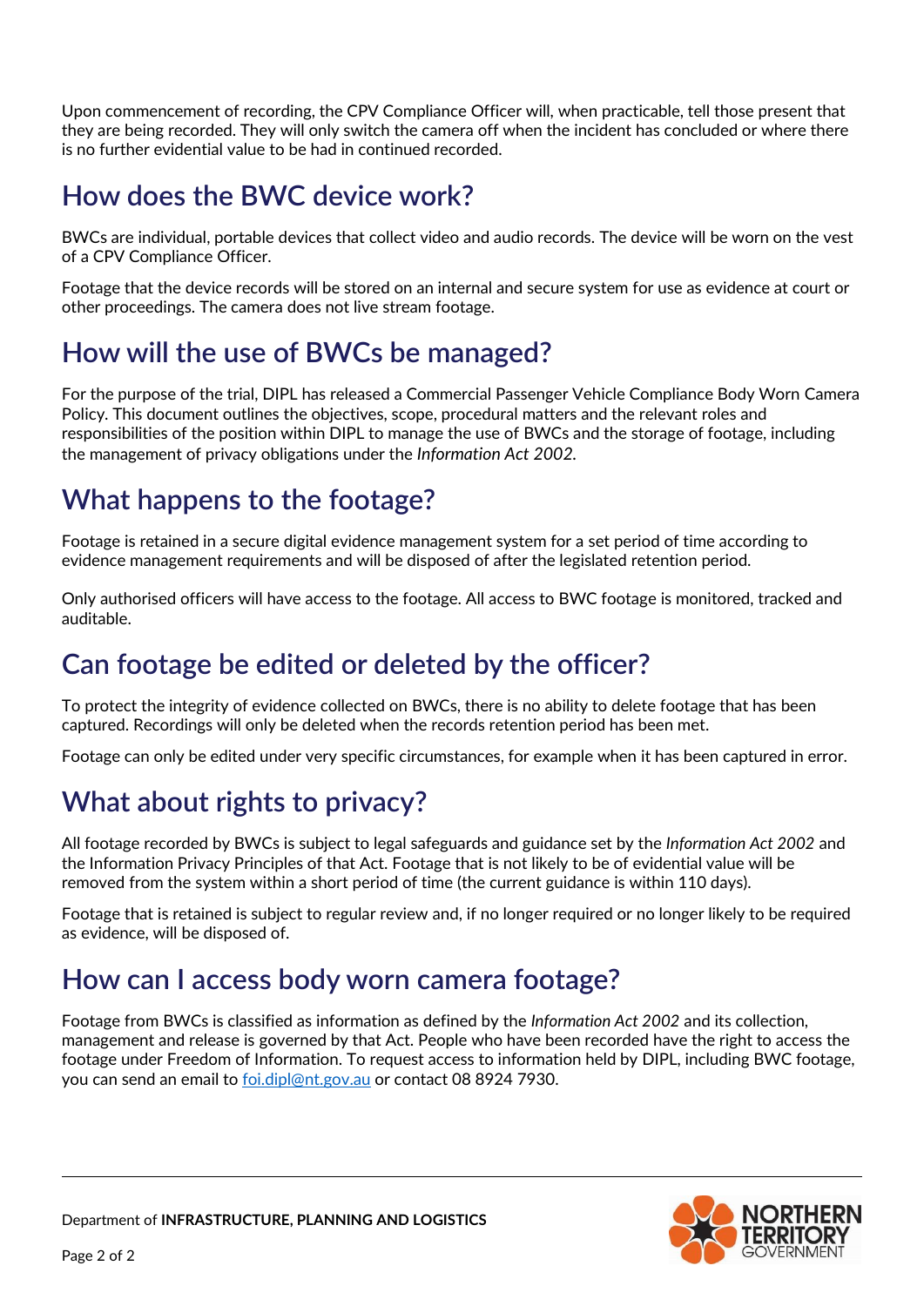Upon commencement of recording, the CPV Compliance Officer will, when practicable, tell those present that they are being recorded. They will only switch the camera off when the incident has concluded or where there is no further evidential value to be had in continued recorded.

## How does the BWC device work?

BWCs are individual, portable devices that collect video and audio records. The device will be worn on the vest of a CPV Compliance Officer.

Footage that the device records will be stored on an internal and secure system for use as evidence at court or other proceedings. The camera does not live stream footage.

## How will the use of BWCs be managed?

For the purpose of the trial, DIPL has released a Commercial Passenger Vehicle Compliance Body Worn Camera Policy. This document outlines the objectives, scope, procedural matters and the relevant roles and responsibilities of the position within DIPL to manage the use of BWCs and the storage of footage, including the management of privacy obligations under the *Information Act 2002*.

## What happens to the footage?

Footage is retained in a secure digital evidence management system for a set period of time according to evidence management requirements and will be disposed of after the legislated retention period.

Only authorised officers will have access to the footage. All access to BWC footage is monitored, tracked and auditable.

## Can footage be edited or deleted by the officer?

To protect the integrity of evidence collected on BWCs, there is no ability to delete footage that has been captured. Recordings will only be deleted when the records retention period has been met.

Footage can only be edited under very specific circumstances, for example when it has been captured in error.

## What about rights to privacy?

All footage recorded by BWCs is subject to legal safeguards and guidance set by the *Information Act 2002* and the Information Privacy Principles of that Act. Footage that is not likely to be of evidential value will be removed from the system within a short period of time (the current guidance is within 110 days).

Footage that is retained is subject to regular review and, if no longer required or no longer likely to be required as evidence, will be disposed of.

## How can I access body worn camera footage?

Footage from BWCs is classified as information as defined by the *Information Act 2002* and its collection, management and release is governed by that Act. People who have been recorded have the right to access the footage under Freedom of Information. To request access to information held by DIPL, including BWC footage, you can send an email to [foi.dipl@nt.gov.au](mailto:foi.dipl@nt.gov.au) or contact 08 8924 7930.